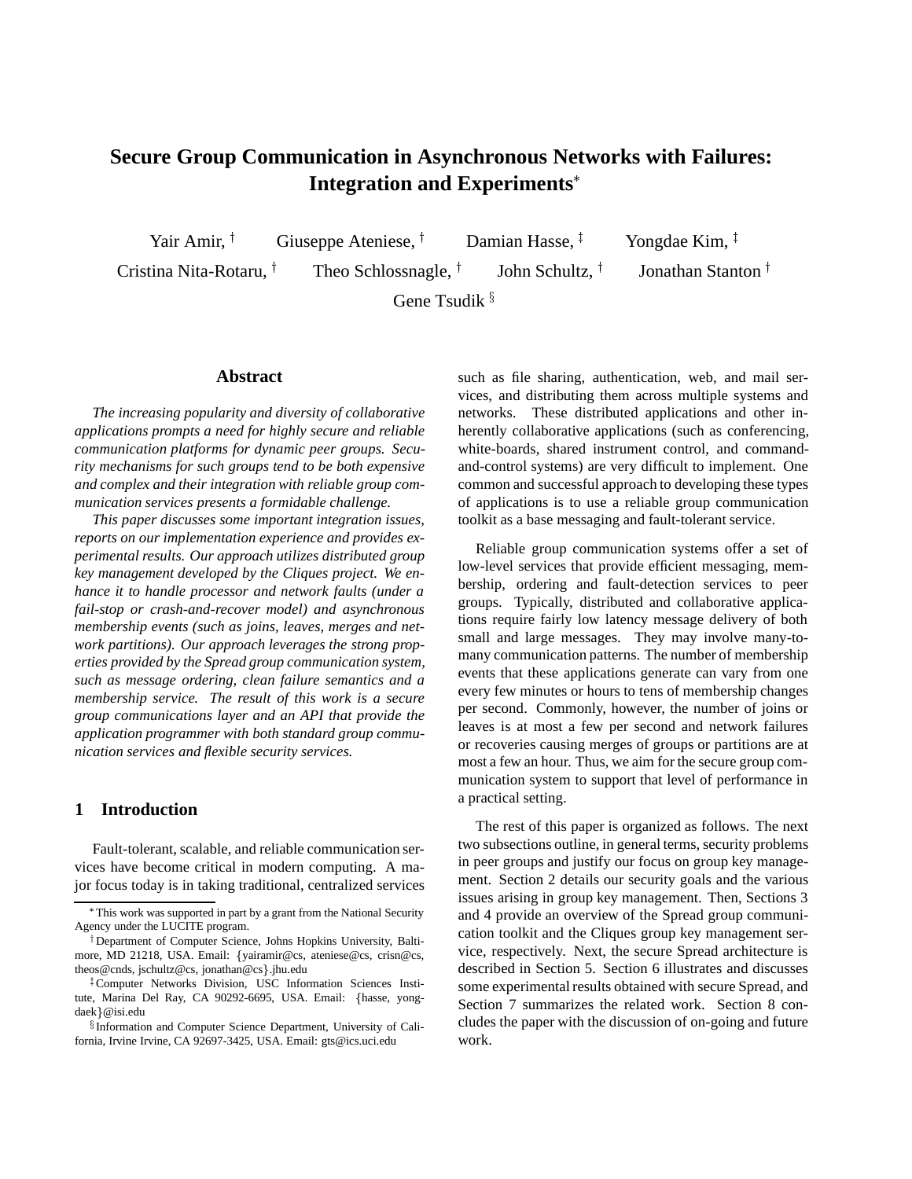# Secure Group Communication in Asynchronous Networks with Failures: Integration and Experiments*

Yair Amir, † Giuseppe Ateniese, † Damian Hasse, ‡ Yongdae Kim, ‡
Cristina Nita-Rotaru, † Theo Schlossnagle, † John Schultz, † Jonathan Stanton †
Gene Tsudik §

## Abstract

*The increasing popularity and diversity of collaborative applications prompts a need for highly secure and reliable communication platforms for dynamic peer groups. Security mechanisms for such groups tend to be both expensive and complex and their integration with reliable group communication services presents a formidable challenge.*

*This paper discusses some important integration issues, reports on our implementation experience and provides experimental results. Our approach utilizes distributed group key management developed by the Cliques project. We enhance it to handle processor and network faults (under a fail-stop or crash-and-recover model) and asynchronous membership events (such as joins, leaves, merges and network partitions). Our approach leverages the strong properties provided by the Spread group communication system, such as message ordering, clean failure semantics and a membership service. The result of this work is a secure group communications layer and an API that provide the application programmer with both standard group communication services and flexible security services.*

## 1 Introduction

Fault-tolerant, scalable, and reliable communication services have become critical in modern computing. A major focus today is in taking traditional, centralized services such as file sharing, authentication, web, and mail services, and distributing them across multiple systems and networks. These distributed applications and other inherently collaborative applications (such as conferencing, white-boards, shared instrument control, and command-and-control systems) are very difficult to implement. One common and successful approach to developing these types of applications is to use a reliable group communication toolkit as a base messaging and fault-tolerant service.

Reliable group communication systems offer a set of low-level services that provide efficient messaging, membership, ordering and fault-detection services to peer groups. Typically, distributed and collaborative applications require fairly low latency message delivery of both small and large messages. They may involve many-to-many communication patterns. The number of membership events that these applications generate can vary from one every few minutes or hours to tens of membership changes per second. Commonly, however, the number of joins or leaves is at most a few per second and network failures or recoveries causing merges of groups or partitions are at most a few an hour. Thus, we aim for the secure group communication system to support that level of performance in a practical setting.

The rest of this paper is organized as follows. The next two subsections outline, in general terms, security problems in peer groups and justify our focus on group key management. Section 2 details our security goals and the various issues arising in group key management. Then, Sections 3 and 4 provide an overview of the Spread group communication toolkit and the Cliques group key management service, respectively. Next, the secure Spread architecture is described in Section 5. Section 6 illustrates and discusses some experimental results obtained with secure Spread, and Section 7 summarizes the related work. Section 8 concludes the paper with the discussion of on-going and future work.

---

*This work was supported in part by a grant from the National Security Agency under the LUCITE program.

†Department of Computer Science, Johns Hopkins University, Baltimore, MD 21218, USA. Email: {yairamir@cs, ateniese@cs, crisn@cs, theos@cnds, jschultz@cs, jonathan@cs}.jhu.edu

‡Computer Networks Division, USC Information Sciences Institute, Marina Del Ray, CA 90292-6695, USA. Email: {hasse, yongdaek}@isi.edu

§Information and Computer Science Department, University of California, Irvine Irvine, CA 92697-3425, USA. Email: gts@ics.uci.edu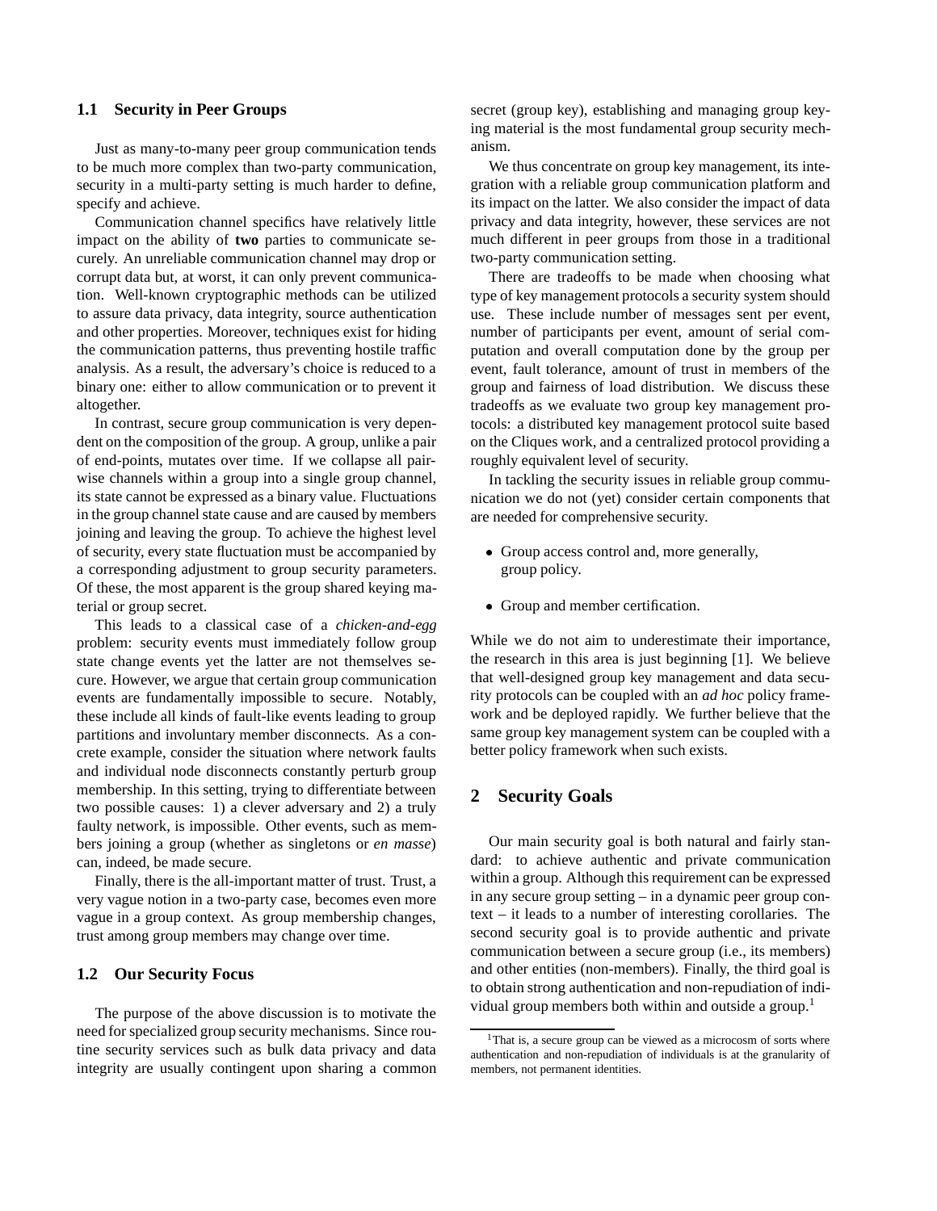### 1.1 Security in Peer Groups

Just as many-to-many peer group communication tends to be much more complex than two-party communication, security in a multi-party setting is much harder to define, specify and achieve.

Communication channel specifics have relatively little impact on the ability of **two** parties to communicate securely. An unreliable communication channel may drop or corrupt data but, at worst, it can only prevent communication. Well-known cryptographic methods can be utilized to assure data privacy, data integrity, source authentication and other properties. Moreover, techniques exist for hiding the communication patterns, thus preventing hostile traffic analysis. As a result, the adversary's choice is reduced to a binary one: either to allow communication or to prevent it altogether.

In contrast, secure group communication is very dependent on the composition of the group. A group, unlike a pair of end-points, mutates over time. If we collapse all pairwise channels within a group into a single group channel, its state cannot be expressed as a binary value. Fluctuations in the group channel state cause and are caused by members joining and leaving the group. To achieve the highest level of security, every state fluctuation must be accompanied by a corresponding adjustment to group security parameters. Of these, the most apparent is the group shared keying material or group secret.

This leads to a classical case of a *chicken-and-egg* problem: security events must immediately follow group state change events yet the latter are not themselves secure. However, we argue that certain group communication events are fundamentally impossible to secure. Notably, these include all kinds of fault-like events leading to group partitions and involuntary member disconnects. As a concrete example, consider the situation where network faults and individual node disconnects constantly perturb group membership. In this setting, trying to differentiate between two possible causes: 1) a clever adversary and 2) a truly faulty network, is impossible. Other events, such as members joining a group (whether as singletons or *en masse*) can, indeed, be made secure.

Finally, there is the all-important matter of trust. Trust, a very vague notion in a two-party case, becomes even more vague in a group context. As group membership changes, trust among group members may change over time.

### 1.2 Our Security Focus

The purpose of the above discussion is to motivate the need for specialized group security mechanisms. Since routine security services such as bulk data privacy and data integrity are usually contingent upon sharing a common secret (group key), establishing and managing group keying material is the most fundamental group security mechanism.

We thus concentrate on group key management, its integration with a reliable group communication platform and its impact on the latter. We also consider the impact of data privacy and data integrity, however, these services are not much different in peer groups from those in a traditional two-party communication setting.

There are tradeoffs to be made when choosing what type of key management protocols a security system should use. These include number of messages sent per event, number of participants per event, amount of serial computation and overall computation done by the group per event, fault tolerance, amount of trust in members of the group and fairness of load distribution. We discuss these tradeoffs as we evaluate two group key management protocols: a distributed key management protocol suite based on the Cliques work, and a centralized protocol providing a roughly equivalent level of security.

In tackling the security issues in reliable group communication we do not (yet) consider certain components that are needed for comprehensive security.

- Group access control and, more generally, group policy.
- Group and member certification.

While we do not aim to underestimate their importance, the research in this area is just beginning [1]. We believe that well-designed group key management and data security protocols can be coupled with an *ad hoc* policy framework and be deployed rapidly. We further believe that the same group key management system can be coupled with a better policy framework when such exists.

## 2 Security Goals

Our main security goal is both natural and fairly standard: to achieve authentic and private communication within a group. Although this requirement can be expressed in any secure group setting – in a dynamic peer group context – it leads to a number of interesting corollaries. The second security goal is to provide authentic and private communication between a secure group (i.e., its members) and other entities (non-members). Finally, the third goal is to obtain strong authentication and non-repudiation of individual group members both within and outside a group.[1]

[1] That is, a secure group can be viewed as a microcosm of sorts where authentication and non-repudiation of individuals is at the granularity of members, not permanent identities.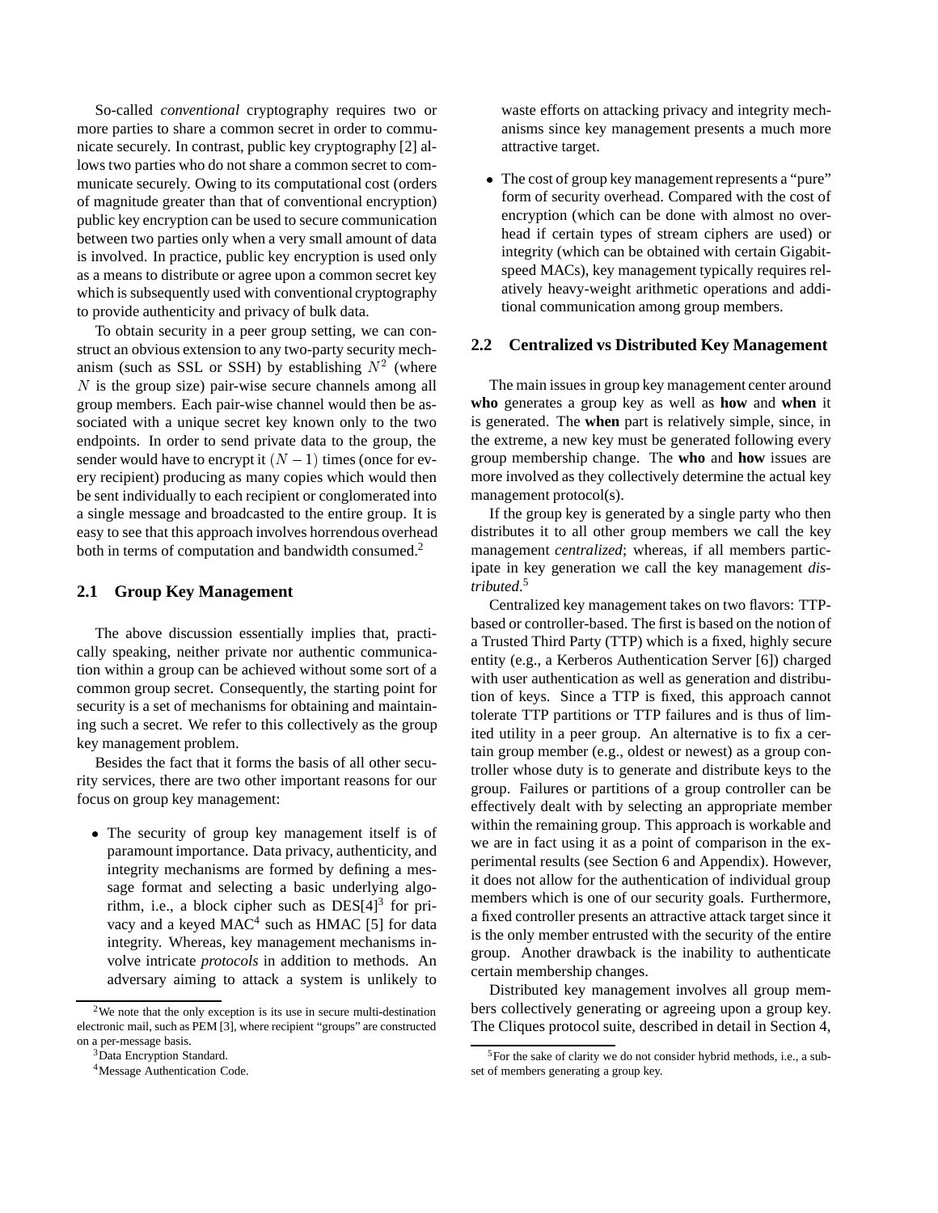So-called *conventional* cryptography requires two or more parties to share a common secret in order to communicate securely. In contrast, public key cryptography [2] allows two parties who do not share a common secret to communicate securely. Owing to its computational cost (orders of magnitude greater than that of conventional encryption) public key encryption can be used to secure communication between two parties only when a very small amount of data is involved. In practice, public key encryption is used only as a means to distribute or agree upon a common secret key which is subsequently used with conventional cryptography to provide authenticity and privacy of bulk data.

To obtain security in a peer group setting, we can construct an obvious extension to any two-party security mechanism (such as SSL or SSH) by establishing $N^2$ (where $N$ is the group size) pair-wise secure channels among all group members. Each pair-wise channel would then be associated with a unique secret key known only to the two endpoints. In order to send private data to the group, the sender would have to encrypt it $(N-1)$ times (once for every recipient) producing as many copies which would then be sent individually to each recipient or conglomerated into a single message and broadcasted to the entire group. It is easy to see that this approach involves horrendous overhead both in terms of computation and bandwidth consumed.[2]

### 2.1 Group Key Management

The above discussion essentially implies that, practically speaking, neither private nor authentic communication within a group can be achieved without some sort of a common group secret. Consequently, the starting point for security is a set of mechanisms for obtaining and maintaining such a secret. We refer to this collectively as the group key management problem.

Besides the fact that it forms the basis of all other security services, there are two other important reasons for our focus on group key management:

- The security of group key management itself is of paramount importance. Data privacy, authenticity, and integrity mechanisms are formed by defining a message format and selecting a basic underlying algorithm, i.e., a block cipher such as DES[4][3] for privacy and a keyed MAC[4] such as HMAC [5] for data integrity. Whereas, key management mechanisms involve intricate *protocols* in addition to methods. An adversary aiming to attack a system is unlikely to waste efforts on attacking privacy and integrity mechanisms since key management presents a much more attractive target.
- The cost of group key management represents a "pure" form of security overhead. Compared with the cost of encryption (which can be done with almost no overhead if certain types of stream ciphers are used) or integrity (which can be obtained with certain Gigabit-speed MACs), key management typically requires relatively heavy-weight arithmetic operations and additional communication among group members.

### 2.2 Centralized vs Distributed Key Management

The main issues in group key management center around **who** generates a group key as well as **how** and **when** it is generated. The **when** part is relatively simple, since, in the extreme, a new key must be generated following every group membership change. The **who** and **how** issues are more involved as they collectively determine the actual key management protocol(s).

If the group key is generated by a single party who then distributes it to all other group members we call the key management *centralized*; whereas, if all members participate in key generation we call the key management *distributed*.[5]

Centralized key management takes on two flavors: TTP-based or controller-based. The first is based on the notion of a Trusted Third Party (TTP) which is a fixed, highly secure entity (e.g., a Kerberos Authentication Server [6]) charged with user authentication as well as generation and distribution of keys. Since a TTP is fixed, this approach cannot tolerate TTP partitions or TTP failures and is thus of limited utility in a peer group. An alternative is to fix a certain group member (e.g., oldest or newest) as a group controller whose duty is to generate and distribute keys to the group. Failures or partitions of a group controller can be effectively dealt with by selecting an appropriate member within the remaining group. This approach is workable and we are in fact using it as a point of comparison in the experimental results (see Section 6 and Appendix). However, it does not allow for the authentication of individual group members which is one of our security goals. Furthermore, a fixed controller presents an attractive attack target since it is the only member entrusted with the security of the entire group. Another drawback is the inability to authenticate certain membership changes.

Distributed key management involves all group members collectively generating or agreeing upon a group key. The Cliques protocol suite, described in detail in Section 4,

[2] We note that the only exception is its use in secure multi-destination electronic mail, such as PEM [3], where recipient "groups" are constructed on a per-message basis.

[3] Data Encryption Standard.

[4] Message Authentication Code.

[5] For the sake of clarity we do not consider hybrid methods, i.e., a subset of members generating a group key.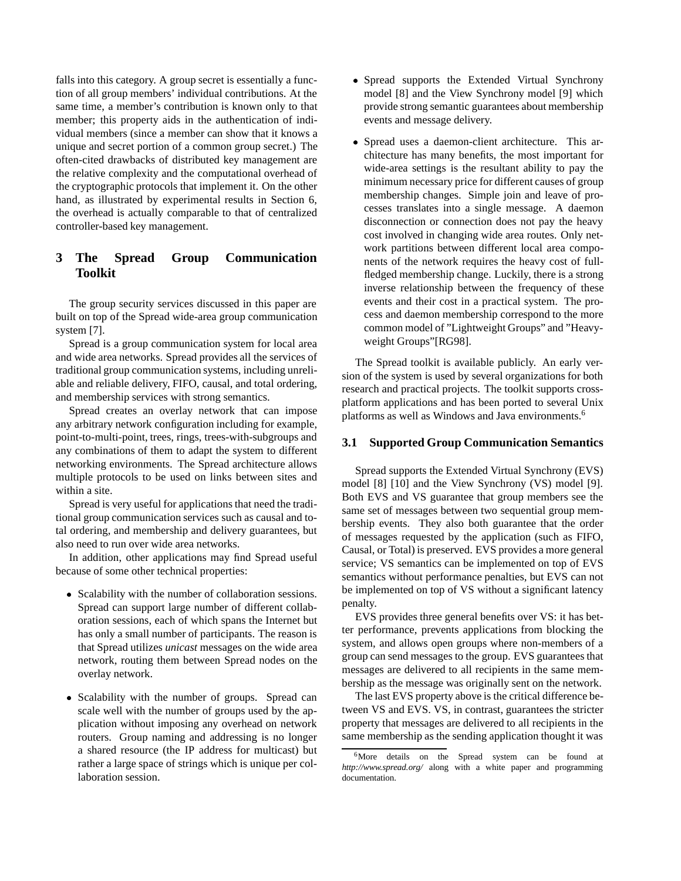falls into this category. A group secret is essentially a function of all group members' individual contributions. At the same time, a member's contribution is known only to that member; this property aids in the authentication of individual members (since a member can show that it knows a unique and secret portion of a common group secret.) The often-cited drawbacks of distributed key management are the relative complexity and the computational overhead of the cryptographic protocols that implement it. On the other hand, as illustrated by experimental results in Section 6, the overhead is actually comparable to that of centralized controller-based key management.

## 3 The Spread Group Communication Toolkit

The group security services discussed in this paper are built on top of the Spread wide-area group communication system [7].

Spread is a group communication system for local area and wide area networks. Spread provides all the services of traditional group communication systems, including unreliable and reliable delivery, FIFO, causal, and total ordering, and membership services with strong semantics.

Spread creates an overlay network that can impose any arbitrary network configuration including for example, point-to-multi-point, trees, rings, trees-with-subgroups and any combinations of them to adapt the system to different networking environments. The Spread architecture allows multiple protocols to be used on links between sites and within a site.

Spread is very useful for applications that need the traditional group communication services such as causal and total ordering, and membership and delivery guarantees, but also need to run over wide area networks.

In addition, other applications may find Spread useful because of some other technical properties:

- Scalability with the number of collaboration sessions. Spread can support large number of different collaboration sessions, each of which spans the Internet but has only a small number of participants. The reason is that Spread utilizes *unicast* messages on the wide area network, routing them between Spread nodes on the overlay network.
- Scalability with the number of groups. Spread can scale well with the number of groups used by the application without imposing any overhead on network routers. Group naming and addressing is no longer a shared resource (the IP address for multicast) but rather a large space of strings which is unique per collaboration session.
- Spread supports the Extended Virtual Synchrony model [8] and the View Synchrony model [9] which provide strong semantic guarantees about membership events and message delivery.
- Spread uses a daemon-client architecture. This architecture has many benefits, the most important for wide-area settings is the resultant ability to pay the minimum necessary price for different causes of group membership changes. Simple join and leave of processes translates into a single message. A daemon disconnection or connection does not pay the heavy cost involved in changing wide area routes. Only network partitions between different local area components of the network requires the heavy cost of full-fledged membership change. Luckily, there is a strong inverse relationship between the frequency of these events and their cost in a practical system. The process and daemon membership correspond to the more common model of "Lightweight Groups" and "Heavyweight Groups"[RG98].

The Spread toolkit is available publicly. An early version of the system is used by several organizations for both research and practical projects. The toolkit supports cross-platform applications and has been ported to several Unix platforms as well as Windows and Java environments.[6]

### 3.1 Supported Group Communication Semantics

Spread supports the Extended Virtual Synchrony (EVS) model [8] [10] and the View Synchrony (VS) model [9]. Both EVS and VS guarantee that group members see the same set of messages between two sequential group membership events. They also both guarantee that the order of messages requested by the application (such as FIFO, Causal, or Total) is preserved. EVS provides a more general service; VS semantics can be implemented on top of EVS semantics without performance penalties, but EVS can not be implemented on top of VS without a significant latency penalty.

EVS provides three general benefits over VS: it has better performance, prevents applications from blocking the system, and allows open groups where non-members of a group can send messages to the group. EVS guarantees that messages are delivered to all recipients in the same membership as the message was originally sent on the network.

The last EVS property above is the critical difference between VS and EVS. VS, in contrast, guarantees the stricter property that messages are delivered to all recipients in the same membership as the sending application thought it was

[6] More details on the Spread system can be found at *http://www.spread.org/* along with a white paper and programming documentation.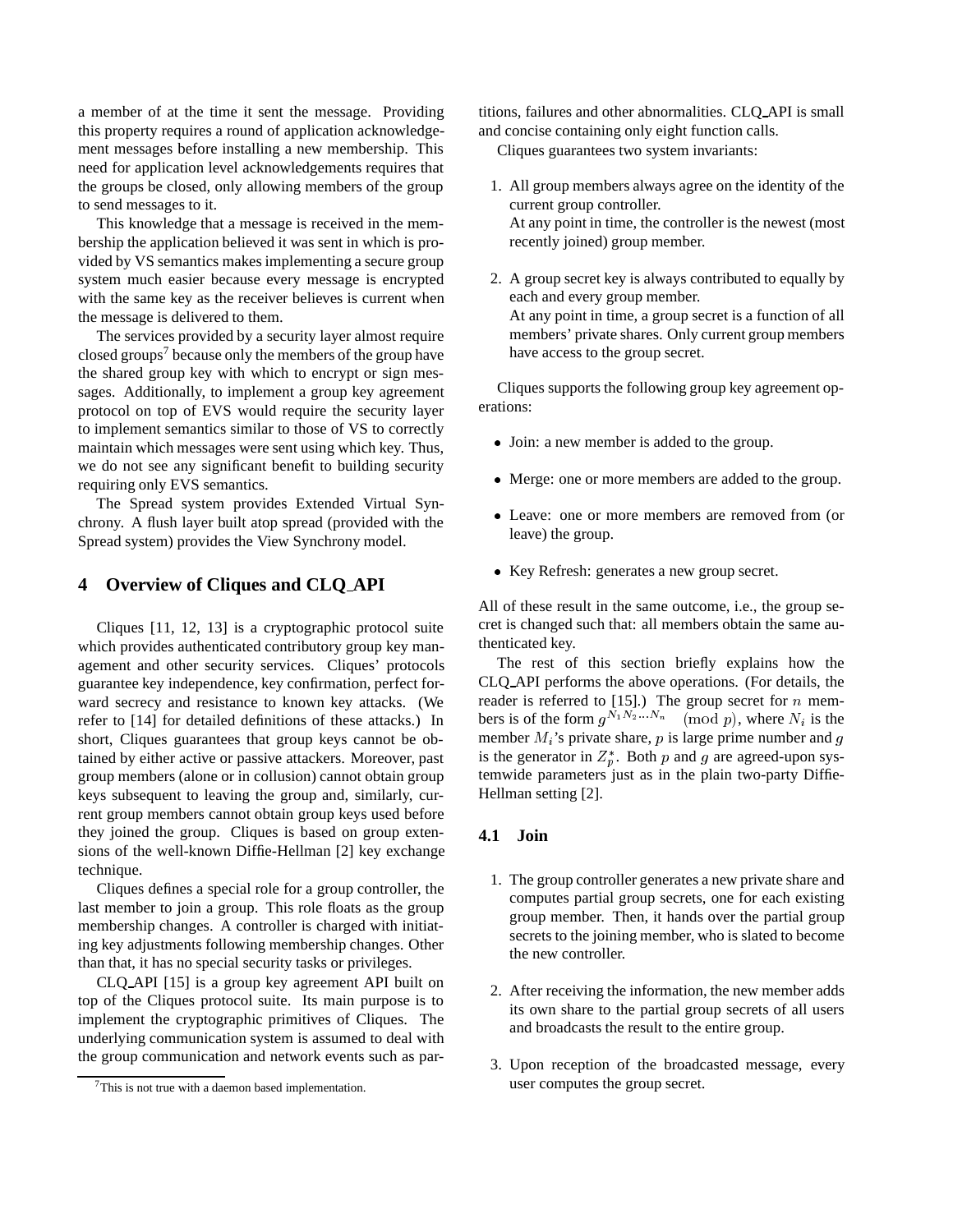a member of at the time it sent the message. Providing this property requires a round of application acknowledgement messages before installing a new membership. This need for application level acknowledgements requires that the groups be closed, only allowing members of the group to send messages to it.

This knowledge that a message is received in the membership the application believed it was sent in which is provided by VS semantics makes implementing a secure group system much easier because every message is encrypted with the same key as the receiver believes is current when the message is delivered to them.

The services provided by a security layer almost require closed groups[7] because only the members of the group have the shared group key with which to encrypt or sign messages. Additionally, to implement a group key agreement protocol on top of EVS would require the security layer to implement semantics similar to those of VS to correctly maintain which messages were sent using which key. Thus, we do not see any significant benefit to building security requiring only EVS semantics.

The Spread system provides Extended Virtual Synchrony. A flush layer built atop spread (provided with the Spread system) provides the View Synchrony model.

## 4 Overview of Cliques and CLQ_API

Cliques [11, 12, 13] is a cryptographic protocol suite which provides authenticated contributory group key management and other security services. Cliques' protocols guarantee key independence, key confirmation, perfect forward secrecy and resistance to known key attacks. (We refer to [14] for detailed definitions of these attacks.) In short, Cliques guarantees that group keys cannot be obtained by either active or passive attackers. Moreover, past group members (alone or in collusion) cannot obtain group keys subsequent to leaving the group and, similarly, current group members cannot obtain group keys used before they joined the group. Cliques is based on group extensions of the well-known Diffie-Hellman [2] key exchange technique.

Cliques defines a special role for a group controller, the last member to join a group. This role floats as the group membership changes. A controller is charged with initiating key adjustments following membership changes. Other than that, it has no special security tasks or privileges.

CLQ_API [15] is a group key agreement API built on top of the Cliques protocol suite. Its main purpose is to implement the cryptographic primitives of Cliques. The underlying communication system is assumed to deal with the group communication and network events such as partitions, failures and other abnormalities. CLQ_API is small and concise containing only eight function calls.

[7] This is not true with a daemon based implementation.

Cliques guarantees two system invariants:

1. All group members always agree on the identity of the current group controller.
   At any point in time, the controller is the newest (most recently joined) group member.

2. A group secret key is always contributed to equally by each and every group member.
   At any point in time, a group secret is a function of all members' private shares. Only current group members have access to the group secret.

Cliques supports the following group key agreement operations:

- Join: a new member is added to the group.
- Merge: one or more members are added to the group.
- Leave: one or more members are removed from (or leave) the group.
- Key Refresh: generates a new group secret.

All of these result in the same outcome, i.e., the group secret is changed such that: all members obtain the same authenticated key.

The rest of this section briefly explains how the CLQ_API performs the above operations. (For details, the reader is referred to [15].) The group secret for $n$ members is of the form $g^{N_1 N_2 \ldots N_n} \pmod{p}$, where $N_i$ is the member $M_i$'s private share, $p$ is large prime number and $g$ is the generator in $Z_p^*$. Both $p$ and $g$ are agreed-upon systemwide parameters just as in the plain two-party Diffie-Hellman setting [2].

### 4.1 Join

1. The group controller generates a new private share and computes partial group secrets, one for each existing group member. Then, it hands over the partial group secrets to the joining member, who is slated to become the new controller.

2. After receiving the information, the new member adds its own share to the partial group secrets of all users and broadcasts the result to the entire group.

3. Upon reception of the broadcasted message, every user computes the group secret.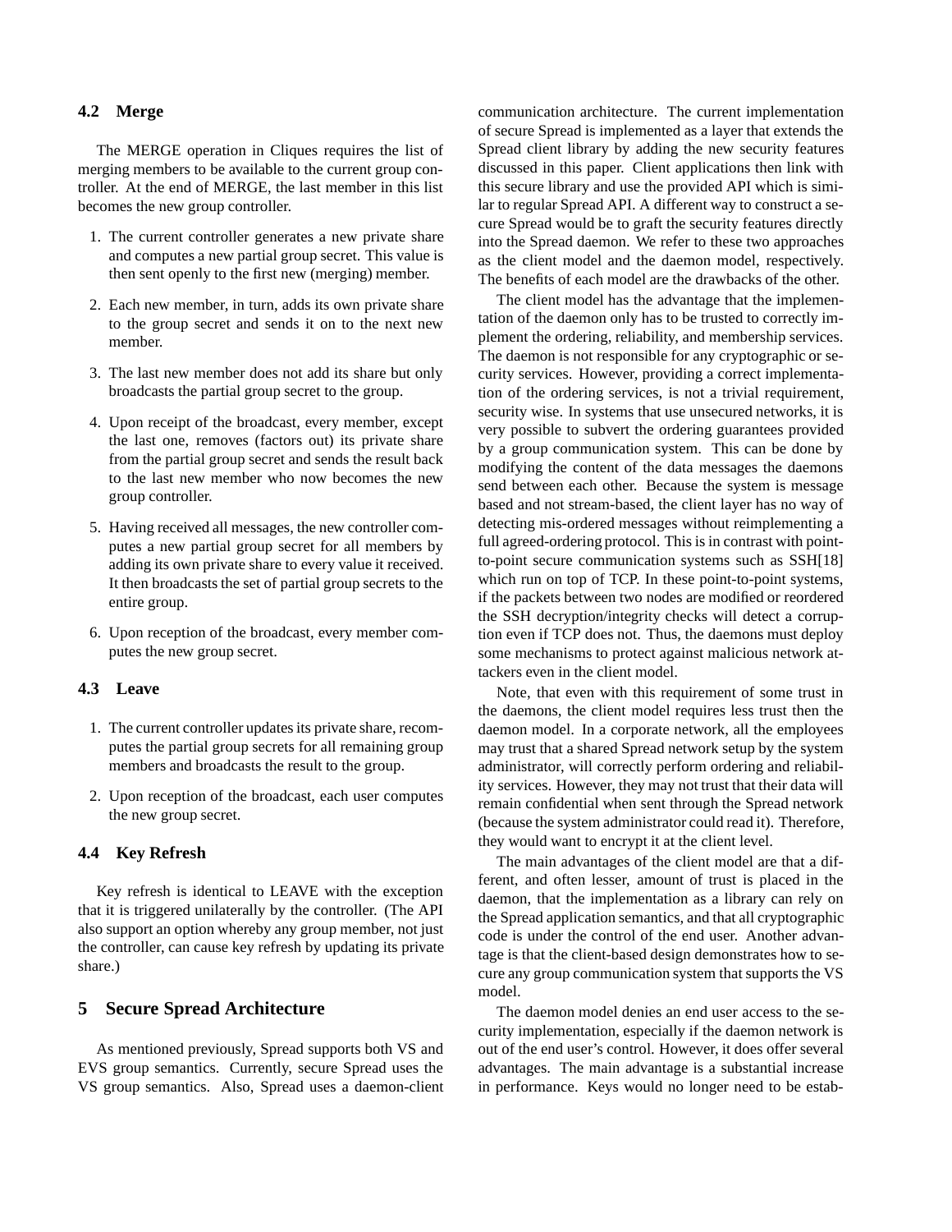### 4.2 Merge

The MERGE operation in Cliques requires the list of merging members to be available to the current group controller. At the end of MERGE, the last member in this list becomes the new group controller.

1. The current controller generates a new private share and computes a new partial group secret. This value is then sent openly to the first new (merging) member.
2. Each new member, in turn, adds its own private share to the group secret and sends it on to the next new member.
3. The last new member does not add its share but only broadcasts the partial group secret to the group.
4. Upon receipt of the broadcast, every member, except the last one, removes (factors out) its private share from the partial group secret and sends the result back to the last new member who now becomes the new group controller.
5. Having received all messages, the new controller computes a new partial group secret for all members by adding its own private share to every value it received. It then broadcasts the set of partial group secrets to the entire group.
6. Upon reception of the broadcast, every member computes the new group secret.

### 4.3 Leave

1. The current controller updates its private share, recomputes the partial group secrets for all remaining group members and broadcasts the result to the group.
2. Upon reception of the broadcast, each user computes the new group secret.

### 4.4 Key Refresh

Key refresh is identical to LEAVE with the exception that it is triggered unilaterally by the controller. (The API also support an option whereby any group member, not just the controller, can cause key refresh by updating its private share.)

## 5 Secure Spread Architecture

As mentioned previously, Spread supports both VS and EVS group semantics. Currently, secure Spread uses the VS group semantics. Also, Spread uses a daemon-client communication architecture. The current implementation of secure Spread is implemented as a layer that extends the Spread client library by adding the new security features discussed in this paper. Client applications then link with this secure library and use the provided API which is similar to regular Spread API. A different way to construct a secure Spread would be to graft the security features directly into the Spread daemon. We refer to these two approaches as the client model and the daemon model, respectively. The benefits of each model are the drawbacks of the other.

The client model has the advantage that the implementation of the daemon only has to be trusted to correctly implement the ordering, reliability, and membership services. The daemon is not responsible for any cryptographic or security services. However, providing a correct implementation of the ordering services, is not a trivial requirement, security wise. In systems that use unsecured networks, it is very possible to subvert the ordering guarantees provided by a group communication system. This can be done by modifying the content of the data messages the daemons send between each other. Because the system is message based and not stream-based, the client layer has no way of detecting mis-ordered messages without reimplementing a full agreed-ordering protocol. This is in contrast with point-to-point secure communication systems such as SSH[18] which run on top of TCP. In these point-to-point systems, if the packets between two nodes are modified or reordered the SSH decryption/integrity checks will detect a corruption even if TCP does not. Thus, the daemons must deploy some mechanisms to protect against malicious network attackers even in the client model.

Note, that even with this requirement of some trust in the daemons, the client model requires less trust then the daemon model. In a corporate network, all the employees may trust that a shared Spread network setup by the system administrator, will correctly perform ordering and reliability services. However, they may not trust that their data will remain confidential when sent through the Spread network (because the system administrator could read it). Therefore, they would want to encrypt it at the client level.

The main advantages of the client model are that a different, and often lesser, amount of trust is placed in the daemon, that the implementation as a library can rely on the Spread application semantics, and that all cryptographic code is under the control of the end user. Another advantage is that the client-based design demonstrates how to secure any group communication system that supports the VS model.

The daemon model denies an end user access to the security implementation, especially if the daemon network is out of the end user's control. However, it does offer several advantages. The main advantage is a substantial increase in performance. Keys would no longer need to be estab-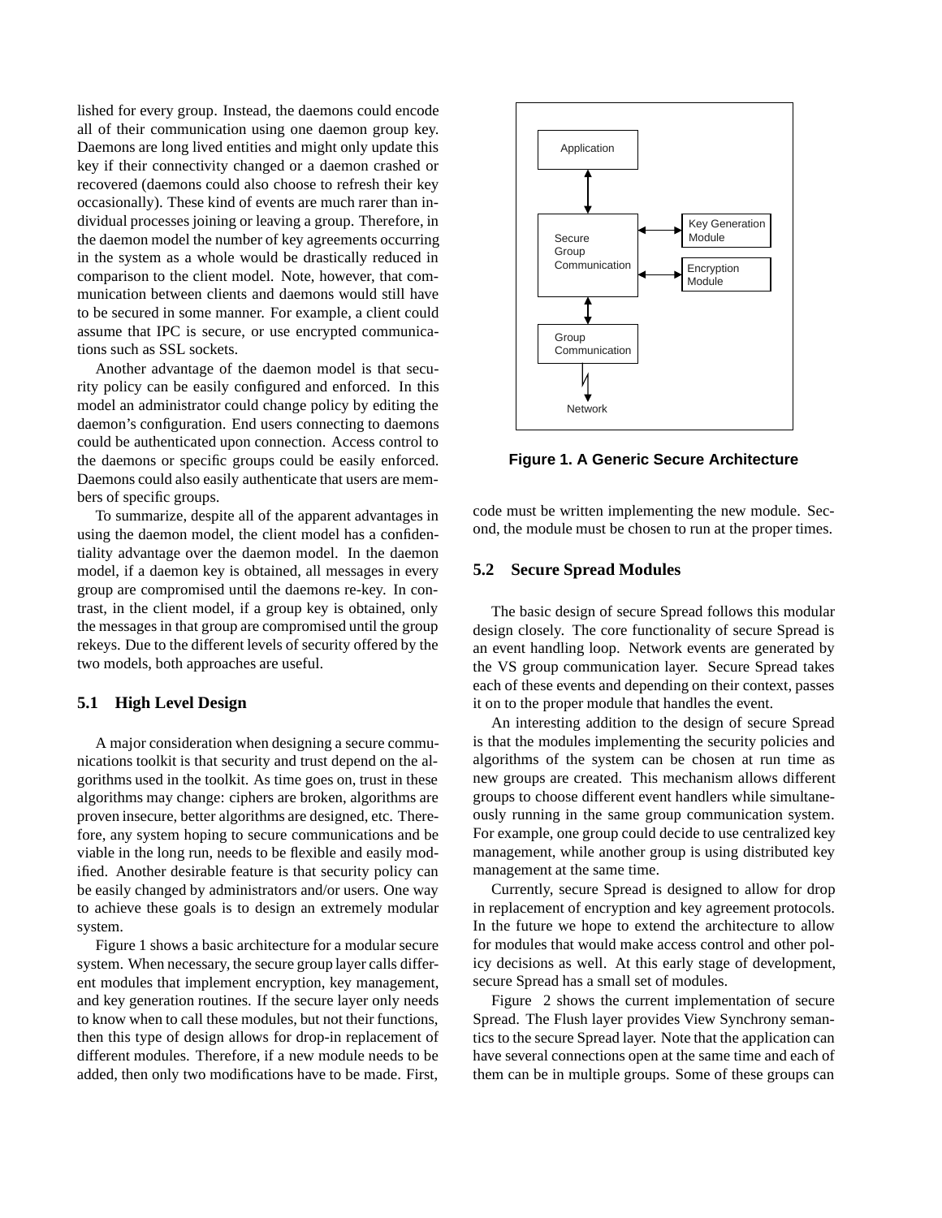lished for every group. Instead, the daemons could encode all of their communication using one daemon group key. Daemons are long lived entities and might only update this key if their connectivity changed or a daemon crashed or recovered (daemons could also choose to refresh their key occasionally). These kind of events are much rarer than individual processes joining or leaving a group. Therefore, in the daemon model the number of key agreements occurring in the system as a whole would be drastically reduced in comparison to the client model. Note, however, that communication between clients and daemons would still have to be secured in some manner. For example, a client could assume that IPC is secure, or use encrypted communications such as SSL sockets.

Another advantage of the daemon model is that security policy can be easily configured and enforced. In this model an administrator could change policy by editing the daemon's configuration. End users connecting to daemons could be authenticated upon connection. Access control to the daemons or specific groups could be easily enforced. Daemons could also easily authenticate that users are members of specific groups.

To summarize, despite all of the apparent advantages in using the daemon model, the client model has a confidentiality advantage over the daemon model. In the daemon model, if a daemon key is obtained, all messages in every group are compromised until the daemons re-key. In contrast, in the client model, if a group key is obtained, only the messages in that group are compromised until the group rekeys. Due to the different levels of security offered by the two models, both approaches are useful.

## 5.1 High Level Design

A major consideration when designing a secure communications toolkit is that security and trust depend on the algorithms used in the toolkit. As time goes on, trust in these algorithms may change: ciphers are broken, algorithms are proven insecure, better algorithms are designed, etc. Therefore, any system hoping to secure communications and be viable in the long run, needs to be flexible and easily modified. Another desirable feature is that security policy can be easily changed by administrators and/or users. One way to achieve these goals is to design an extremely modular system.

Figure 1 shows a basic architecture for a modular secure system. When necessary, the secure group layer calls different modules that implement encryption, key management, and key generation routines. If the secure layer only needs to know when to call these modules, but not their functions, then this type of design allows for drop-in replacement of different modules. Therefore, if a new module needs to be added, then only two modifications have to be made. First, code must be written implementing the new module. Second, the module must be chosen to run at the proper times.

Application

Secure Group Communication

Key Generation Module

Encryption Module

Group Communication

Network

**Figure 1. A Generic Secure Architecture**

## 5.2 Secure Spread Modules

The basic design of secure Spread follows this modular design closely. The core functionality of secure Spread is an event handling loop. Network events are generated by the VS group communication layer. Secure Spread takes each of these events and depending on their context, passes it on to the proper module that handles the event.

An interesting addition to the design of secure Spread is that the modules implementing the security policies and algorithms of the system can be chosen at run time as new groups are created. This mechanism allows different groups to choose different event handlers while simultaneously running in the same group communication system. For example, one group could decide to use centralized key management, while another group is using distributed key management at the same time.

Currently, secure Spread is designed to allow for drop in replacement of encryption and key agreement protocols. In the future we hope to extend the architecture to allow for modules that would make access control and other policy decisions as well. At this early stage of development, secure Spread has a small set of modules.

Figure 2 shows the current implementation of secure Spread. The Flush layer provides View Synchrony semantics to the secure Spread layer. Note that the application can have several connections open at the same time and each of them can be in multiple groups. Some of these groups can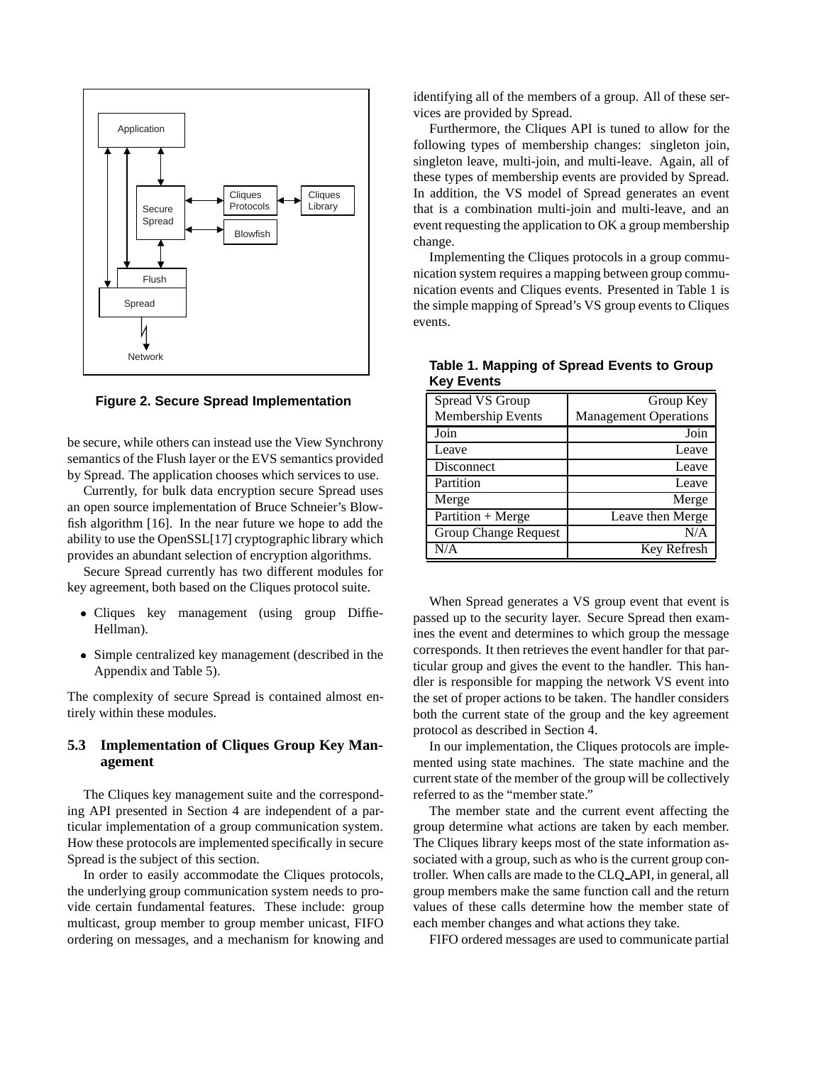Application

Secure Spread

Cliques Protocols

Cliques Library

Blowfish

Flush

Spread

Network

**Figure 2. Secure Spread Implementation**

be secure, while others can instead use the View Synchrony semantics of the Flush layer or the EVS semantics provided by Spread. The application chooses which services to use.

Currently, for bulk data encryption secure Spread uses an open source implementation of Bruce Schneier's Blowfish algorithm [16]. In the near future we hope to add the ability to use the OpenSSL[17] cryptographic library which provides an abundant selection of encryption algorithms.

Secure Spread currently has two different modules for key agreement, both based on the Cliques protocol suite.

- Cliques key management (using group Diffie-Hellman).
- Simple centralized key management (described in the Appendix and Table 5).

The complexity of secure Spread is contained almost entirely within these modules.

### 5.3 Implementation of Cliques Group Key Management

The Cliques key management suite and the corresponding API presented in Section 4 are independent of a particular implementation of a group communication system. How these protocols are implemented specifically in secure Spread is the subject of this section.

In order to easily accommodate the Cliques protocols, the underlying group communication system needs to provide certain fundamental features. These include: group multicast, group member to group member unicast, FIFO ordering on messages, and a mechanism for knowing and identifying all of the members of a group. All of these services are provided by Spread.

Furthermore, the Cliques API is tuned to allow for the following types of membership changes: singleton join, singleton leave, multi-join, and multi-leave. Again, all of these types of membership events are provided by Spread. In addition, the VS model of Spread generates an event that is a combination multi-join and multi-leave, and an event requesting the application to OK a group membership change.

Implementing the Cliques protocols in a group communication system requires a mapping between group communication events and Cliques events. Presented in Table 1 is the simple mapping of Spread's VS group events to Cliques events.

**Table 1. Mapping of Spread Events to Group Key Events**

| Spread VS Group Membership Events | Group Key Management Operations |
|---|---|
| Join | Join |
| Leave | Leave |
| Disconnect | Leave |
| Partition | Leave |
| Merge | Merge |
| Partition + Merge | Leave then Merge |
| Group Change Request | N/A |
| N/A | Key Refresh |

When Spread generates a VS group event that event is passed up to the security layer. Secure Spread then examines the event and determines to which group the message corresponds. It then retrieves the event handler for that particular group and gives the event to the handler. This handler is responsible for mapping the network VS event into the set of proper actions to be taken. The handler considers both the current state of the group and the key agreement protocol as described in Section 4.

In our implementation, the Cliques protocols are implemented using state machines. The state machine and the current state of the member of the group will be collectively referred to as the "member state."

The member state and the current event affecting the group determine what actions are taken by each member. The Cliques library keeps most of the state information associated with a group, such as who is the current group controller. When calls are made to the CLQ_API, in general, all group members make the same function call and the return values of these calls determine how the member state of each member changes and what actions they take.

FIFO ordered messages are used to communicate partial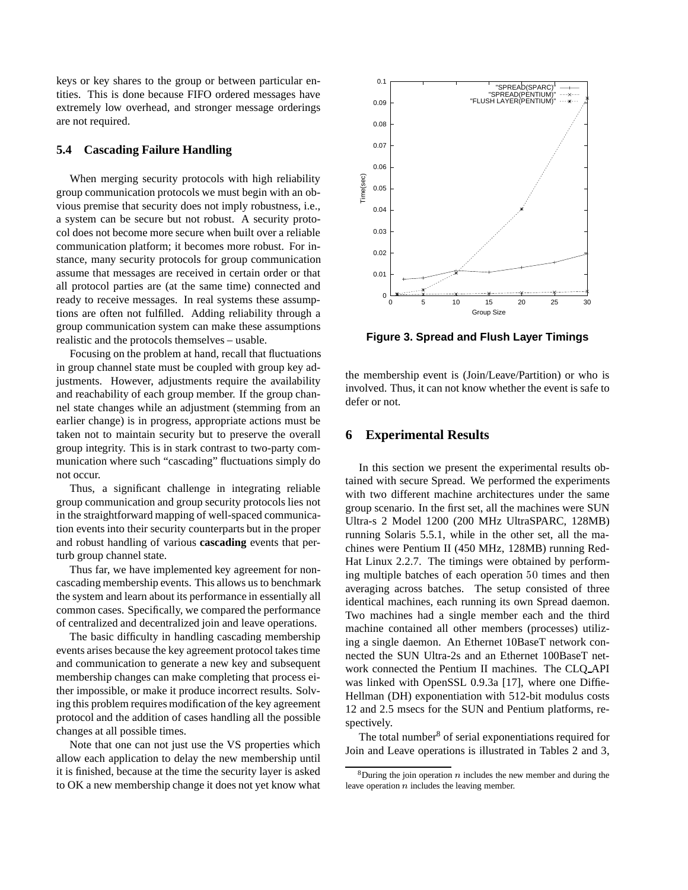keys or key shares to the group or between particular entities. This is done because FIFO ordered messages have extremely low overhead, and stronger message orderings are not required.

### 5.4 Cascading Failure Handling

When merging security protocols with high reliability group communication protocols we must begin with an obvious premise that security does not imply robustness, i.e., a system can be secure but not robust. A security protocol does not become more secure when built over a reliable communication platform; it becomes more robust. For instance, many security protocols for group communication assume that messages are received in certain order or that all protocol parties are (at the same time) connected and ready to receive messages. In real systems these assumptions are often not fulfilled. Adding reliability through a group communication system can make these assumptions realistic and the protocols themselves – usable.

Focusing on the problem at hand, recall that fluctuations in group channel state must be coupled with group key adjustments. However, adjustments require the availability and reachability of each group member. If the group channel state changes while an adjustment (stemming from an earlier change) is in progress, appropriate actions must be taken not to maintain security but to preserve the overall group integrity. This is in stark contrast to two-party communication where such "cascading" fluctuations simply do not occur.

Thus, a significant challenge in integrating reliable group communication and group security protocols lies not in the straightforward mapping of well-spaced communication events into their security counterparts but in the proper and robust handling of various **cascading** events that perturb group channel state.

Thus far, we have implemented key agreement for non-cascading membership events. This allows us to benchmark the system and learn about its performance in essentially all common cases. Specifically, we compared the performance of centralized and decentralized join and leave operations.

The basic difficulty in handling cascading membership events arises because the key agreement protocol takes time and communication to generate a new key and subsequent membership changes can make completing that process either impossible, or make it produce incorrect results. Solving this problem requires modification of the key agreement protocol and the addition of cases handling all the possible changes at all possible times.

Note that one can not just use the VS properties which allow each application to delay the new membership until it is finished, because at the time the security layer is asked to OK a new membership change it does not yet know what the membership event is (Join/Leave/Partition) or who is involved. Thus, it can not know whether the event is safe to defer or not.

0.1
0.09
0.08
0.07
0.06
0.05
0.04
0.03
0.02
0.01
0
Time(sec)
0
5
10
15
20
25
30
Group Size
"SPREAD(SPARC)"
"SPREAD(PENTIUM)"
"FLUSH LAYER(PENTIUM)"

**Figure 3. Spread and Flush Layer Timings**

## 6 Experimental Results

In this section we present the experimental results obtained with secure Spread. We performed the experiments with two different machine architectures under the same group scenario. In the first set, all the machines were SUN Ultra-s 2 Model 1200 (200 MHz UltraSPARC, 128MB) running Solaris 5.5.1, while in the other set, all the machines were Pentium II (450 MHz, 128MB) running RedHat Linux 2.2.7. The timings were obtained by performing multiple batches of each operation $50$ times and then averaging across batches. The setup consisted of three identical machines, each running its own Spread daemon. Two machines had a single member each and the third machine contained all other members (processes) utilizing a single daemon. An Ethernet 10BaseT network connected the SUN Ultra-2s and an Ethernet 100BaseT network connected the Pentium II machines. The CLQ_API was linked with OpenSSL 0.9.3a [17], where one Diffie-Hellman (DH) exponentiation with 512-bit modulus costs 12 and 2.5 msecs for the SUN and Pentium platforms, respectively.

The total number[8] of serial exponentiations required for Join and Leave operations is illustrated in Tables 2 and 3,

[8] During the join operation $n$ includes the new member and during the leave operation $n$ includes the leaving member.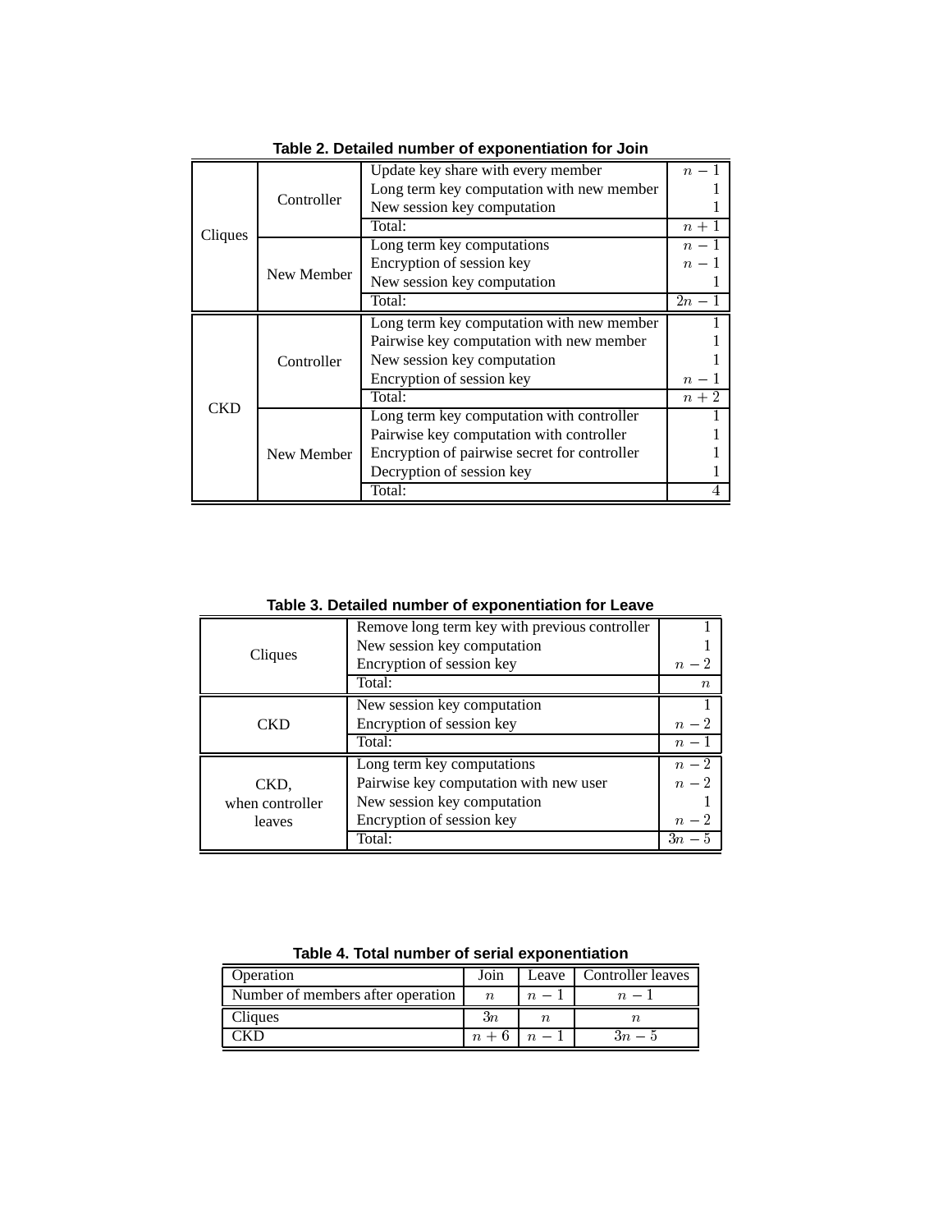**Table 2. Detailed number of exponentiation for Join**

| | | | |
|---|---|---|---|
| Cliques | Controller | Update key share with every member | $n-1$ |
| | | Long term key computation with new member | 1 |
| | | New session key computation | 1 |
| | | Total: | $n+1$ |
| | New Member | Long term key computations | $n-1$ |
| | | Encryption of session key | $n-1$ |
| | | New session key computation | 1 |
| | | Total: | $2n-1$ |
| CKD | Controller | Long term key computation with new member | 1 |
| | | Pairwise key computation with new member | 1 |
| | | New session key computation | 1 |
| | | Encryption of session key | $n-1$ |
| | | Total: | $n+2$ |
| | New Member | Long term key computation with controller | 1 |
| | | Pairwise key computation with controller | 1 |
| | | Encryption of pairwise secret for controller | 1 |
| | | Decryption of session key | 1 |
| | | Total: | 4 |

**Table 3. Detailed number of exponentiation for Leave**

| | | |
|---|---|---|
| Cliques | Remove long term key with previous controller | 1 |
| | New session key computation | 1 |
| | Encryption of session key | $n-2$ |
| | Total: | $n$ |
| CKD | New session key computation | 1 |
| | Encryption of session key | $n-2$ |
| | Total: | $n-1$ |
| CKD, when controller leaves | Long term key computations | $n-2$ |
| | Pairwise key computation with new user | $n-2$ |
| | New session key computation | 1 |
| | Encryption of session key | $n-2$ |
| | Total: | $3n-5$ |

**Table 4. Total number of serial exponentiation**

| Operation | Join | Leave | Controller leaves |
|---|---|---|---|
| Number of members after operation | $n$ | $n-1$ | $n-1$ |
| Cliques | $3n$ | $n$ | $n$ |
| CKD | $n+6$ | $n-1$ | $3n-5$ |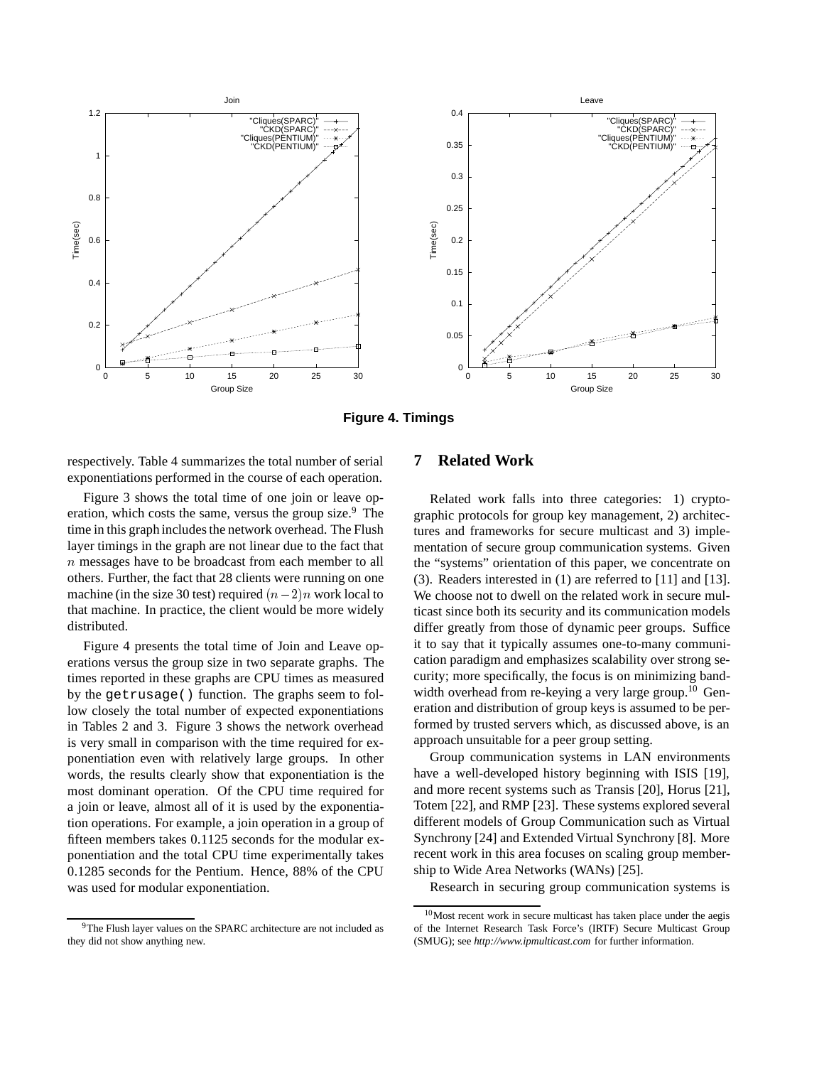Join

Time(sec)

Group Size

"Cliques(SPARC)"
"CKD(SPARC)"
"Cliques(PENTIUM)"
"CKD(PENTIUM)"

0 0.2 0.4 0.6 0.8 1 1.2

0 5 10 15 20 25 30

Leave

Time(sec)

Group Size

"Cliques(SPARC)"
"CKD(SPARC)"
"Cliques(PENTIUM)"
"CKD(PENTIUM)"

0 0.05 0.1 0.15 0.2 0.25 0.3 0.35 0.4

0 5 10 15 20 25 30

**Figure 4. Timings**

respectively. Table 4 summarizes the total number of serial exponentiations performed in the course of each operation.

Figure 3 shows the total time of one join or leave operation, which costs the same, versus the group size.[9] The time in this graph includes the network overhead. The Flush layer timings in the graph are not linear due to the fact that $n$ messages have to be broadcast from each member to all others. Further, the fact that 28 clients were running on one machine (in the size 30 test) required $(n-2)n$ work local to that machine. In practice, the client would be more widely distributed.

Figure 4 presents the total time of Join and Leave operations versus the group size in two separate graphs. The times reported in these graphs are CPU times as measured by the `getrusage()` function. The graphs seem to follow closely the total number of expected exponentiations in Tables 2 and 3. Figure 3 shows the network overhead is very small in comparison with the time required for exponentiation even with relatively large groups. In other words, the results clearly show that exponentiation is the most dominant operation. Of the CPU time required for a join or leave, almost all of it is used by the exponentiation operations. For example, a join operation in a group of fifteen members takes 0.1125 seconds for the modular exponentiation and the total CPU time experimentally takes 0.1285 seconds for the Pentium. Hence, 88% of the CPU was used for modular exponentiation.

## 7 Related Work

Related work falls into three categories: 1) cryptographic protocols for group key management, 2) architectures and frameworks for secure multicast and 3) implementation of secure group communication systems. Given the "systems" orientation of this paper, we concentrate on (3). Readers interested in (1) are referred to [11] and [13]. We choose not to dwell on the related work in secure multicast since both its security and its communication models differ greatly from those of dynamic peer groups. Suffice it to say that it typically assumes one-to-many communication paradigm and emphasizes scalability over strong security; more specifically, the focus is on minimizing bandwidth overhead from re-keying a very large group.[10] Generation and distribution of group keys is assumed to be performed by trusted servers which, as discussed above, is an approach unsuitable for a peer group setting.

Group communication systems in LAN environments have a well-developed history beginning with ISIS [19], and more recent systems such as Transis [20], Horus [21], Totem [22], and RMP [23]. These systems explored several different models of Group Communication such as Virtual Synchrony [24] and Extended Virtual Synchrony [8]. More recent work in this area focuses on scaling group membership to Wide Area Networks (WANs) [25].

Research in securing group communication systems is

[9] The Flush layer values on the SPARC architecture are not included as they did not show anything new.

[10] Most recent work in secure multicast has taken place under the aegis of the Internet Research Task Force's (IRTF) Secure Multicast Group (SMUG); see *http://www.ipmulticast.com* for further information.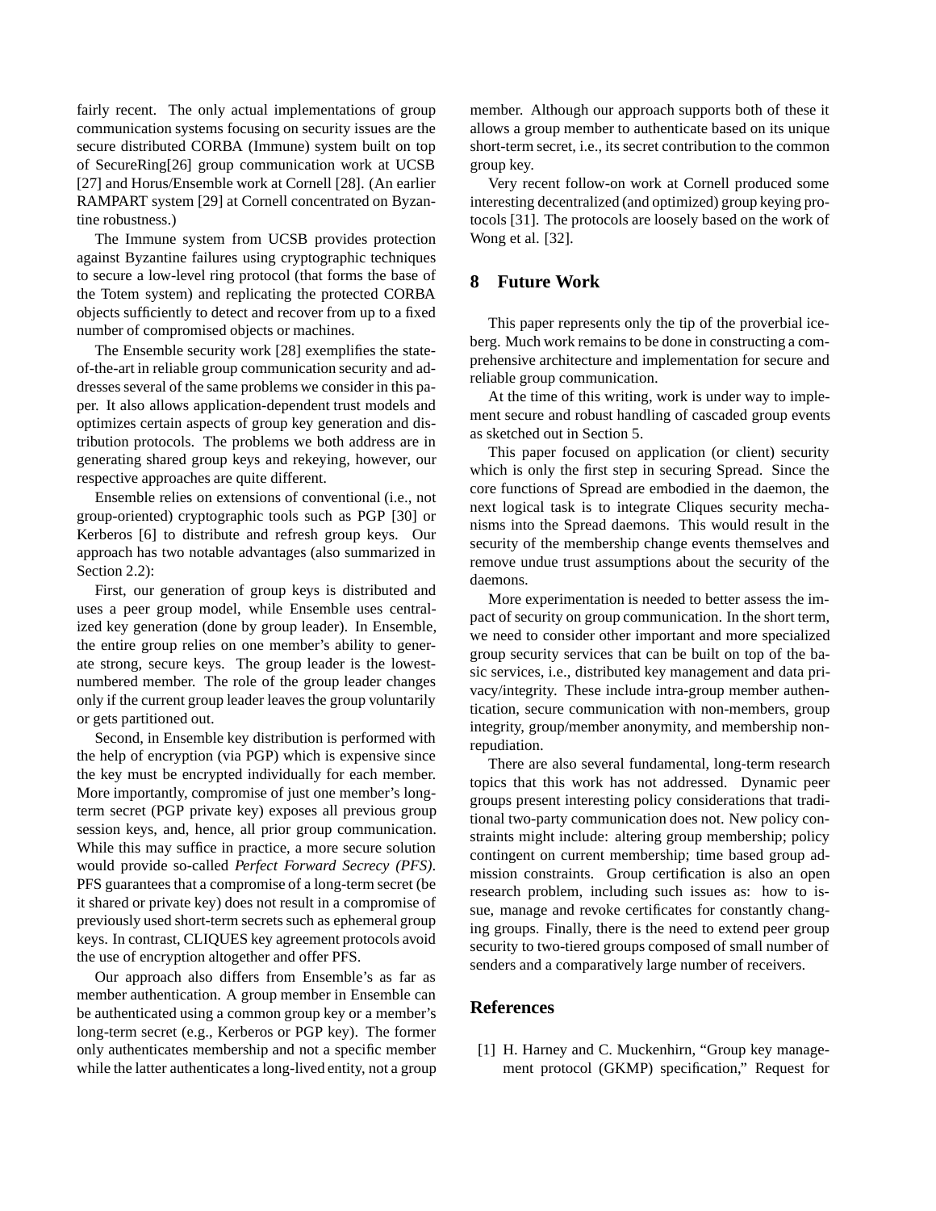fairly recent. The only actual implementations of group communication systems focusing on security issues are the secure distributed CORBA (Immune) system built on top of SecureRing[26] group communication work at UCSB [27] and Horus/Ensemble work at Cornell [28]. (An earlier RAMPART system [29] at Cornell concentrated on Byzantine robustness.)

The Immune system from UCSB provides protection against Byzantine failures using cryptographic techniques to secure a low-level ring protocol (that forms the base of the Totem system) and replicating the protected CORBA objects sufficiently to detect and recover from up to a fixed number of compromised objects or machines.

The Ensemble security work [28] exemplifies the state-of-the-art in reliable group communication security and addresses several of the same problems we consider in this paper. It also allows application-dependent trust models and optimizes certain aspects of group key generation and distribution protocols. The problems we both address are in generating shared group keys and rekeying, however, our respective approaches are quite different.

Ensemble relies on extensions of conventional (i.e., not group-oriented) cryptographic tools such as PGP [30] or Kerberos [6] to distribute and refresh group keys. Our approach has two notable advantages (also summarized in Section 2.2):

First, our generation of group keys is distributed and uses a peer group model, while Ensemble uses centralized key generation (done by group leader). In Ensemble, the entire group relies on one member's ability to generate strong, secure keys. The group leader is the lowest-numbered member. The role of the group leader changes only if the current group leader leaves the group voluntarily or gets partitioned out.

Second, in Ensemble key distribution is performed with the help of encryption (via PGP) which is expensive since the key must be encrypted individually for each member. More importantly, compromise of just one member's long-term secret (PGP private key) exposes all previous group session keys, and, hence, all prior group communication. While this may suffice in practice, a more secure solution would provide so-called *Perfect Forward Secrecy (PFS)*. PFS guarantees that a compromise of a long-term secret (be it shared or private key) does not result in a compromise of previously used short-term secrets such as ephemeral group keys. In contrast, CLIQUES key agreement protocols avoid the use of encryption altogether and offer PFS.

Our approach also differs from Ensemble's as far as member authentication. A group member in Ensemble can be authenticated using a common group key or a member's long-term secret (e.g., Kerberos or PGP key). The former only authenticates membership and not a specific member while the latter authenticates a long-lived entity, not a group member. Although our approach supports both of these it allows a group member to authenticate based on its unique short-term secret, i.e., its secret contribution to the common group key.

Very recent follow-on work at Cornell produced some interesting decentralized (and optimized) group keying protocols [31]. The protocols are loosely based on the work of Wong et al. [32].

## 8 Future Work

This paper represents only the tip of the proverbial iceberg. Much work remains to be done in constructing a comprehensive architecture and implementation for secure and reliable group communication.

At the time of this writing, work is under way to implement secure and robust handling of cascaded group events as sketched out in Section 5.

This paper focused on application (or client) security which is only the first step in securing Spread. Since the core functions of Spread are embodied in the daemon, the next logical task is to integrate Cliques security mechanisms into the Spread daemons. This would result in the security of the membership change events themselves and remove undue trust assumptions about the security of the daemons.

More experimentation is needed to better assess the impact of security on group communication. In the short term, we need to consider other important and more specialized group security services that can be built on top of the basic services, i.e., distributed key management and data privacy/integrity. These include intra-group member authentication, secure communication with non-members, group integrity, group/member anonymity, and membership non-repudiation.

There are also several fundamental, long-term research topics that this work has not addressed. Dynamic peer groups present interesting policy considerations that traditional two-party communication does not. New policy constraints might include: altering group membership; policy contingent on current membership; time based group admission constraints. Group certification is also an open research problem, including such issues as: how to issue, manage and revoke certificates for constantly changing groups. Finally, there is the need to extend peer group security to two-tiered groups composed of small number of senders and a comparatively large number of receivers.

## References

[1] H. Harney and C. Muckenhirn, "Group key management protocol (GKMP) specification," Request for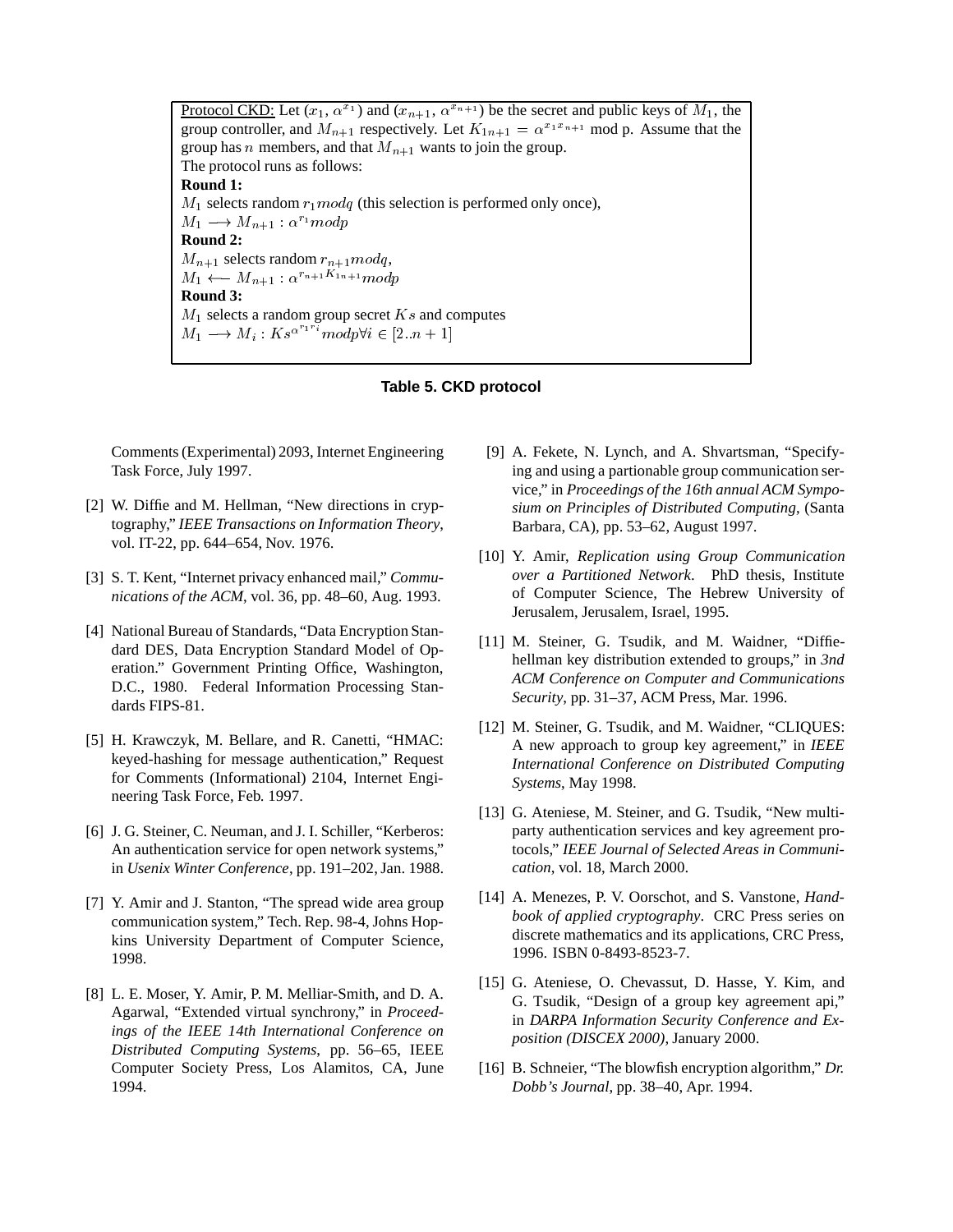Protocol CKD: Let ($x_1$, $\alpha^{x_1}$) and ($x_{n+1}$, $\alpha^{x_{n+1}}$) be the secret and public keys of $M_1$, the group controller, and $M_{n+1}$ respectively. Let $K_{1n+1} = \alpha^{x_1 x_{n+1}}$ mod p. Assume that the group has $n$ members, and that $M_{n+1}$ wants to join the group.

The protocol runs as follows:

**Round 1:**

$M_1$ selects random $r_1 mod q$ (this selection is performed only once),

$M_1 \longrightarrow M_{n+1} : \alpha^{r_1} mod p$

**Round 2:**

$M_{n+1}$ selects random $r_{n+1} mod q$,

$M_1 \longleftarrow M_{n+1} : \alpha^{r_{n+1} K_{1n+1}} mod p$

**Round 3:**

$M_1$ selects a random group secret $Ks$ and computes

$M_1 \longrightarrow M_i : Ks^{\alpha^{r_1 r_i}} mod p \forall i \in [2..n+1]$

**Table 5. CKD protocol**

Comments (Experimental) 2093, Internet Engineering Task Force, July 1997.

[2] W. Diffie and M. Hellman, “New directions in cryptography,” *IEEE Transactions on Information Theory*, vol. IT-22, pp. 644–654, Nov. 1976.

[3] S. T. Kent, “Internet privacy enhanced mail,” *Communications of the ACM*, vol. 36, pp. 48–60, Aug. 1993.

[4] National Bureau of Standards, “Data Encryption Standard DES, Data Encryption Standard Model of Operation.” Government Printing Office, Washington, D.C., 1980. Federal Information Processing Standards FIPS-81.

[5] H. Krawczyk, M. Bellare, and R. Canetti, “HMAC: keyed-hashing for message authentication,” Request for Comments (Informational) 2104, Internet Engineering Task Force, Feb. 1997.

[6] J. G. Steiner, C. Neuman, and J. I. Schiller, “Kerberos: An authentication service for open network systems,” in *Usenix Winter Conference*, pp. 191–202, Jan. 1988.

[7] Y. Amir and J. Stanton, “The spread wide area group communication system,” Tech. Rep. 98-4, Johns Hopkins University Department of Computer Science, 1998.

[8] L. E. Moser, Y. Amir, P. M. Melliar-Smith, and D. A. Agarwal, “Extended virtual synchrony,” in *Proceedings of the IEEE 14th International Conference on Distributed Computing Systems*, pp. 56–65, IEEE Computer Society Press, Los Alamitos, CA, June 1994.

[9] A. Fekete, N. Lynch, and A. Shvartsman, “Specifying and using a partionable group communication service,” in *Proceedings of the 16th annual ACM Symposium on Principles of Distributed Computing*, (Santa Barbara, CA), pp. 53–62, August 1997.

[10] Y. Amir, *Replication using Group Communication over a Partitioned Network*. PhD thesis, Institute of Computer Science, The Hebrew University of Jerusalem, Jerusalem, Israel, 1995.

[11] M. Steiner, G. Tsudik, and M. Waidner, “Diffie-hellman key distribution extended to groups,” in *3nd ACM Conference on Computer and Communications Security*, pp. 31–37, ACM Press, Mar. 1996.

[12] M. Steiner, G. Tsudik, and M. Waidner, “CLIQUES: A new approach to group key agreement,” in *IEEE International Conference on Distributed Computing Systems*, May 1998.

[13] G. Ateniese, M. Steiner, and G. Tsudik, “New multiparty authentication services and key agreement protocols,” *IEEE Journal of Selected Areas in Communication*, vol. 18, March 2000.

[14] A. Menezes, P. V. Oorschot, and S. Vanstone, *Handbook of applied cryptography*. CRC Press series on discrete mathematics and its applications, CRC Press, 1996. ISBN 0-8493-8523-7.

[15] G. Ateniese, O. Chevassut, D. Hasse, Y. Kim, and G. Tsudik, “Design of a group key agreement api,” in *DARPA Information Security Conference and Exposition (DISCEX 2000)*, January 2000.

[16] B. Schneier, “The blowfish encryption algorithm,” *Dr. Dobb’s Journal*, pp. 38–40, Apr. 1994.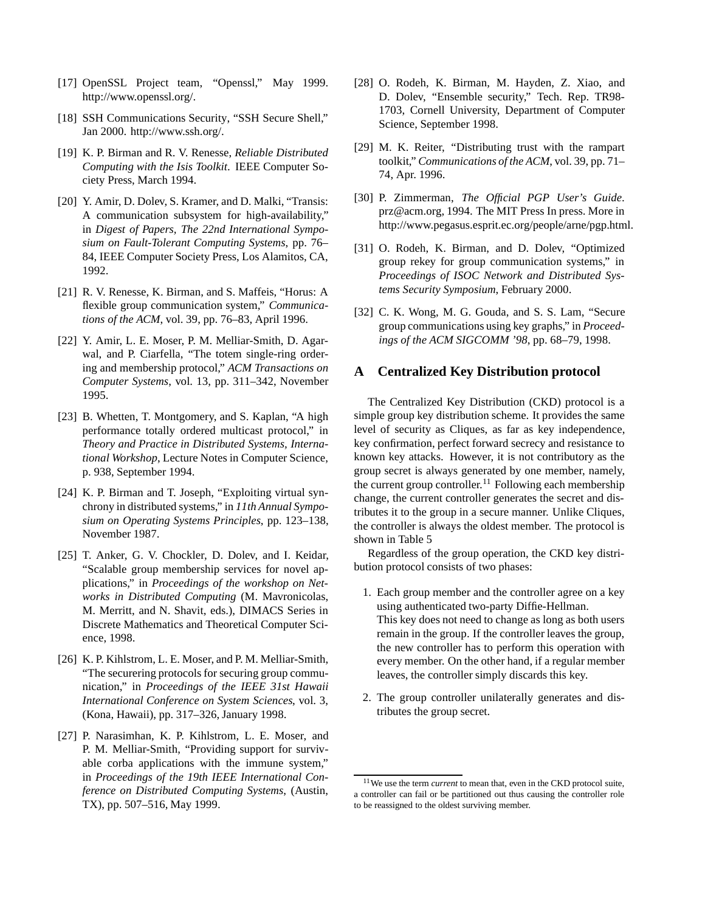[17] OpenSSL Project team, "Openssl," May 1999. http://www.openssl.org/.

[18] SSH Communications Security, "SSH Secure Shell," Jan 2000. http://www.ssh.org/.

[19] K. P. Birman and R. V. Renesse, *Reliable Distributed Computing with the Isis Toolkit*. IEEE Computer Society Press, March 1994.

[20] Y. Amir, D. Dolev, S. Kramer, and D. Malki, "Transis: A communication subsystem for high-availability," in *Digest of Papers, The 22nd International Symposium on Fault-Tolerant Computing Systems*, pp. 76–84, IEEE Computer Society Press, Los Alamitos, CA, 1992.

[21] R. V. Renesse, K. Birman, and S. Maffeis, "Horus: A flexible group communication system," *Communications of the ACM*, vol. 39, pp. 76–83, April 1996.

[22] Y. Amir, L. E. Moser, P. M. Melliar-Smith, D. Agarwal, and P. Ciarfella, "The totem single-ring ordering and membership protocol," *ACM Transactions on Computer Systems*, vol. 13, pp. 311–342, November 1995.

[23] B. Whetten, T. Montgomery, and S. Kaplan, "A high performance totally ordered multicast protocol," in *Theory and Practice in Distributed Systems, International Workshop*, Lecture Notes in Computer Science, p. 938, September 1994.

[24] K. P. Birman and T. Joseph, "Exploiting virtual synchrony in distributed systems," in *11th Annual Symposium on Operating Systems Principles*, pp. 123–138, November 1987.

[25] T. Anker, G. V. Chockler, D. Dolev, and I. Keidar, "Scalable group membership services for novel applications," in *Proceedings of the workshop on Networks in Distributed Computing* (M. Mavronicolas, M. Merritt, and N. Shavit, eds.), DIMACS Series in Discrete Mathematics and Theoretical Computer Science, 1998.

[26] K. P. Kihlstrom, L. E. Moser, and P. M. Melliar-Smith, "The securering protocols for securing group communication," in *Proceedings of the IEEE 31st Hawaii International Conference on System Sciences*, vol. 3, (Kona, Hawaii), pp. 317–326, January 1998.

[27] P. Narasimhan, K. P. Kihlstrom, L. E. Moser, and P. M. Melliar-Smith, "Providing support for survivable corba applications with the immune system," in *Proceedings of the 19th IEEE International Conference on Distributed Computing Systems*, (Austin, TX), pp. 507–516, May 1999.

[28] O. Rodeh, K. Birman, M. Hayden, Z. Xiao, and D. Dolev, "Ensemble security," Tech. Rep. TR98-1703, Cornell University, Department of Computer Science, September 1998.

[29] M. K. Reiter, "Distributing trust with the rampart toolkit," *Communications of the ACM*, vol. 39, pp. 71–74, Apr. 1996.

[30] P. Zimmerman, *The Official PGP User's Guide*. prz@acm.org, 1994. The MIT Press In press. More in http://www.pegasus.esprit.ec.org/people/arne/pgp.html.

[31] O. Rodeh, K. Birman, and D. Dolev, "Optimized group rekey for group communication systems," in *Proceedings of ISOC Network and Distributed Systems Security Symposium*, February 2000.

[32] C. K. Wong, M. G. Gouda, and S. S. Lam, "Secure group communications using key graphs," in *Proceedings of the ACM SIGCOMM '98*, pp. 68–79, 1998.

## A Centralized Key Distribution protocol

The Centralized Key Distribution (CKD) protocol is a simple group key distribution scheme. It provides the same level of security as Cliques, as far as key independence, key confirmation, perfect forward secrecy and resistance to known key attacks. However, it is not contributory as the group secret is always generated by one member, namely, the current group controller.[11] Following each membership change, the current controller generates the secret and distributes it to the group in a secure manner. Unlike Cliques, the controller is always the oldest member. The protocol is shown in Table 5

Regardless of the group operation, the CKD key distribution protocol consists of two phases:

1. Each group member and the controller agree on a key using authenticated two-party Diffie-Hellman.
   This key does not need to change as long as both users remain in the group. If the controller leaves the group, the new controller has to perform this operation with every member. On the other hand, if a regular member leaves, the controller simply discards this key.

2. The group controller unilaterally generates and distributes the group secret.

[11] We use the term *current* to mean that, even in the CKD protocol suite, a controller can fail or be partitioned out thus causing the controller role to be reassigned to the oldest surviving member.